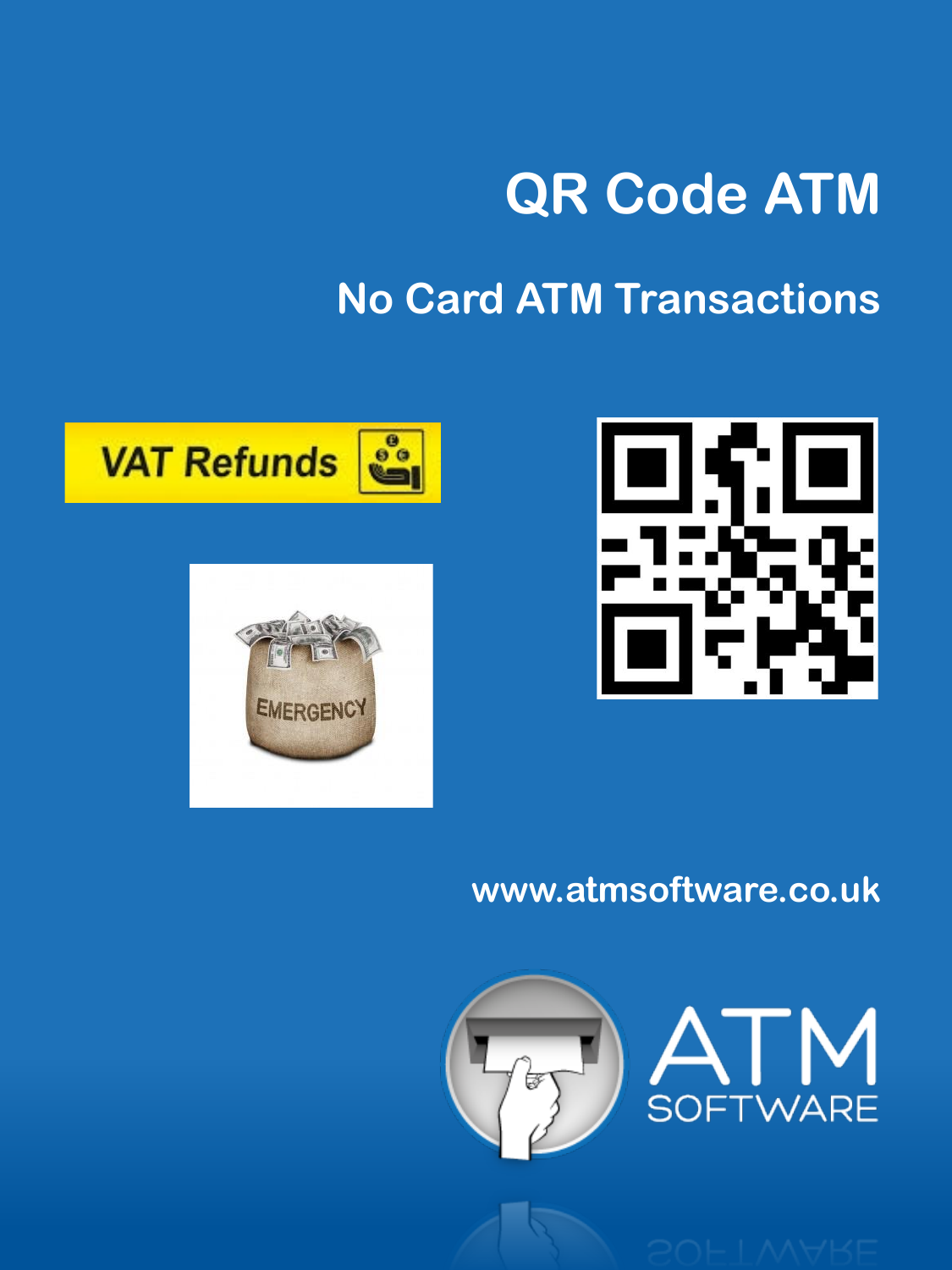# QR Code ATM

## No Card ATM Transactions

VAT Refunds

EMERGENCY

www.atmsoftware.co.uk

ATM SOFTWARE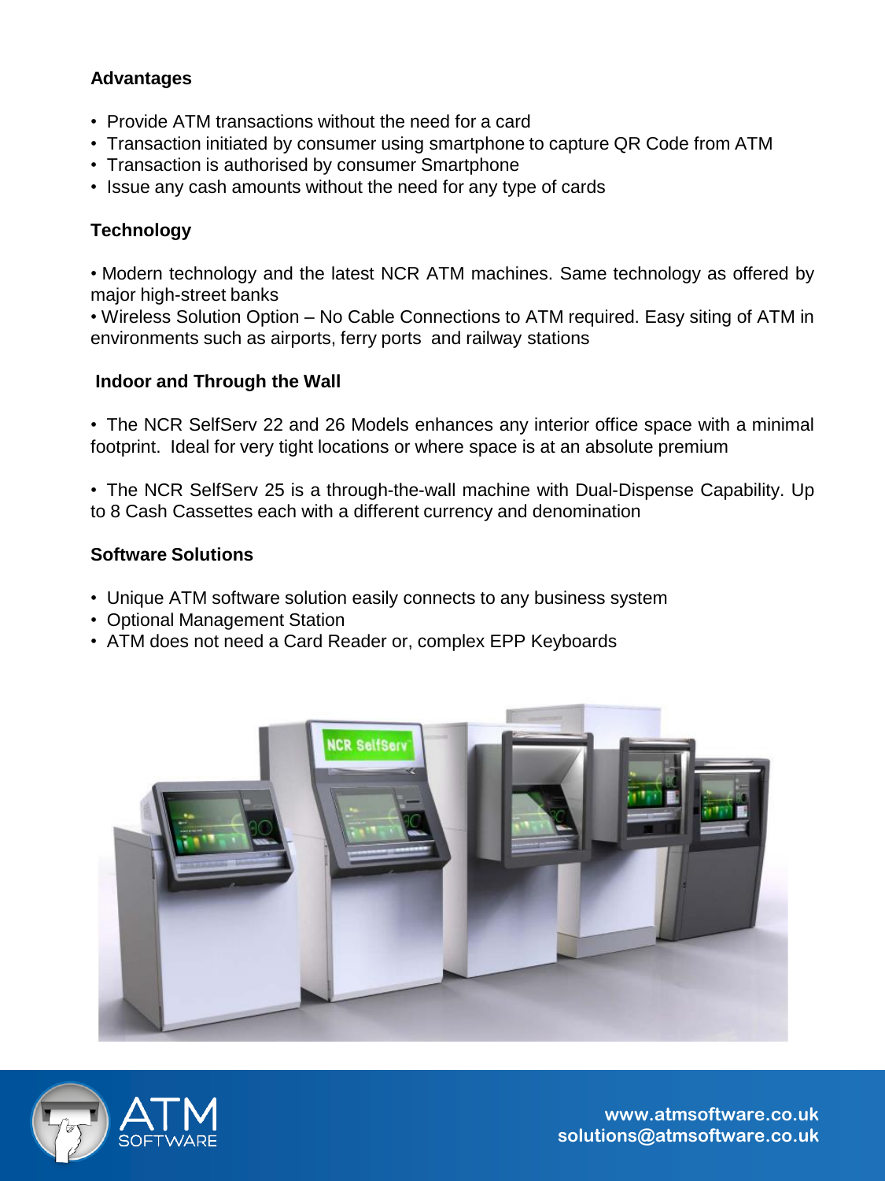## Advantages

- Provide ATM transactions without the need for a card
- Transaction initiated by consumer using smartphone to capture QR Code from ATM
- Transaction is authorised by consumer Smartphone
- Issue any cash amounts without the need for any type of cards

## Technology

• Modern technology and the latest NCR ATM machines. Same technology as offered by major high-street banks

• Wireless Solution Option – No Cable Connections to ATM required. Easy siting of ATM in environments such as airports, ferry ports and railway stations

## Indoor and Through the Wall

• The NCR SelfServ 22 and 26 Models enhances any interior office space with a minimal footprint. Ideal for very tight locations or where space is at an absolute premium

• The NCR SelfServ 25 is a through-the-wall machine with Dual-Dispense Capability. Up to 8 Cash Cassettes each with a different currency and denomination

## Software Solutions

- Unique ATM software solution easily connects to any business system
- Optional Management Station
- ATM does not need a Card Reader or, complex EPP Keyboards

ATM SOFTWARE

www.atmsoftware.co.uk
solutions@atmsoftware.co.uk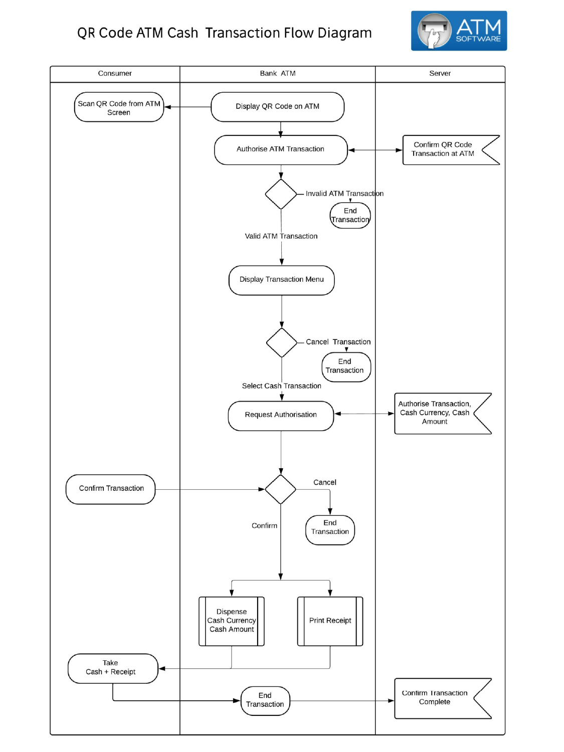# QR Code ATM Cash Transaction Flow Diagram

ATM SOFTWARE

| Consumer | Bank ATM | Server |
|---|---|---|
| Scan QR Code from ATM Screen | Display QR Code on ATM | |
| | Authorise ATM Transaction | Confirm QR Code Transaction at ATM |
| | Invalid ATM Transaction → End Transaction | |
| | Valid ATM Transaction | |
| | Display Transaction Menu | |
| | Cancel Transaction → End Transaction | |
| | Select Cash Transaction | |
| | Request Authorisation | Authorise Transaction, Cash Currency, Cash Amount |
| Confirm Transaction | Cancel → End Transaction | |
| | Confirm | |
| | Dispense Cash Currency Cash Amount | |
| | Print Receipt | |
| Take Cash + Receipt | | |
| | End Transaction | Confirm Transaction Complete |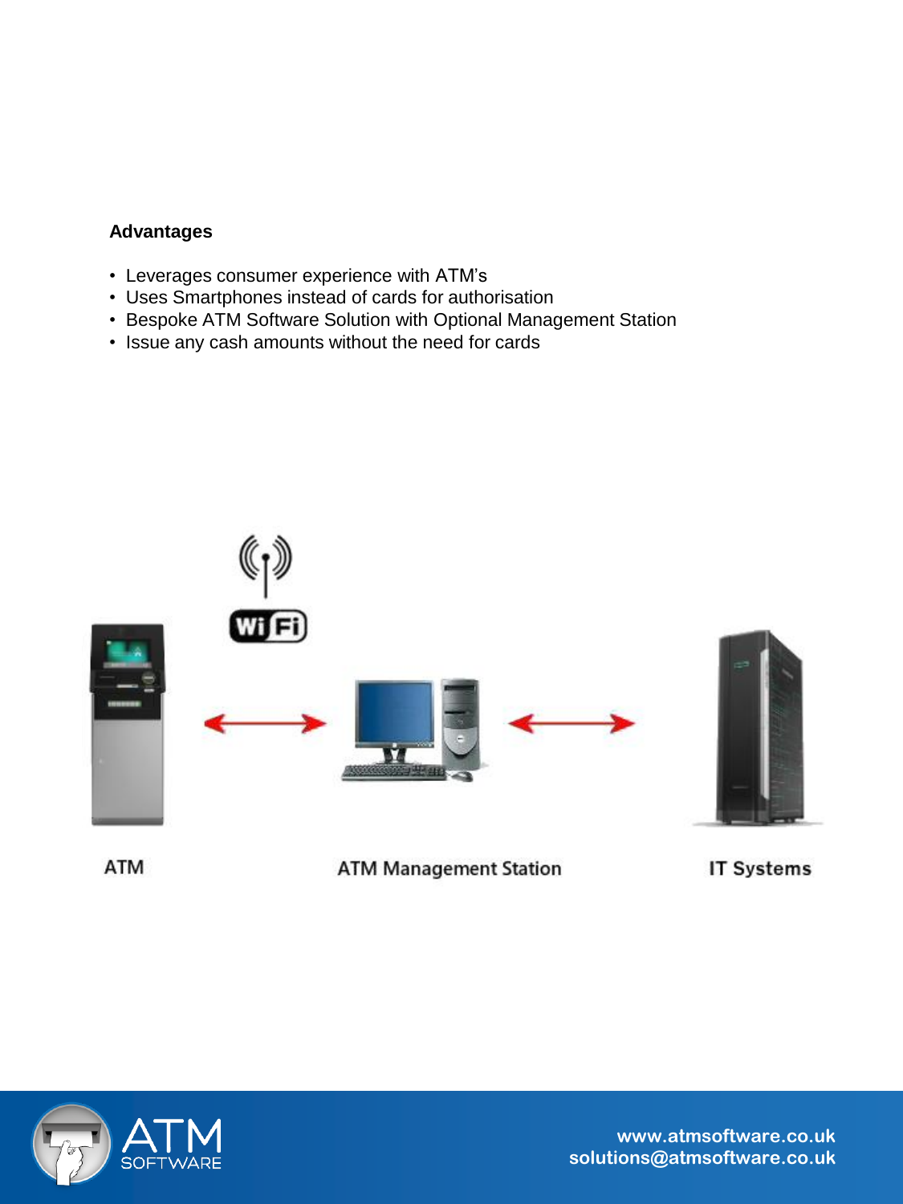**Advantages**

- Leverages consumer experience with ATM's
- Uses Smartphones instead of cards for authorisation
- Bespoke ATM Software Solution with Optional Management Station
- Issue any cash amounts without the need for cards

WiFi

ATM

ATM Management Station

IT Systems

www.atmsoftware.co.uk
solutions@atmsoftware.co.uk